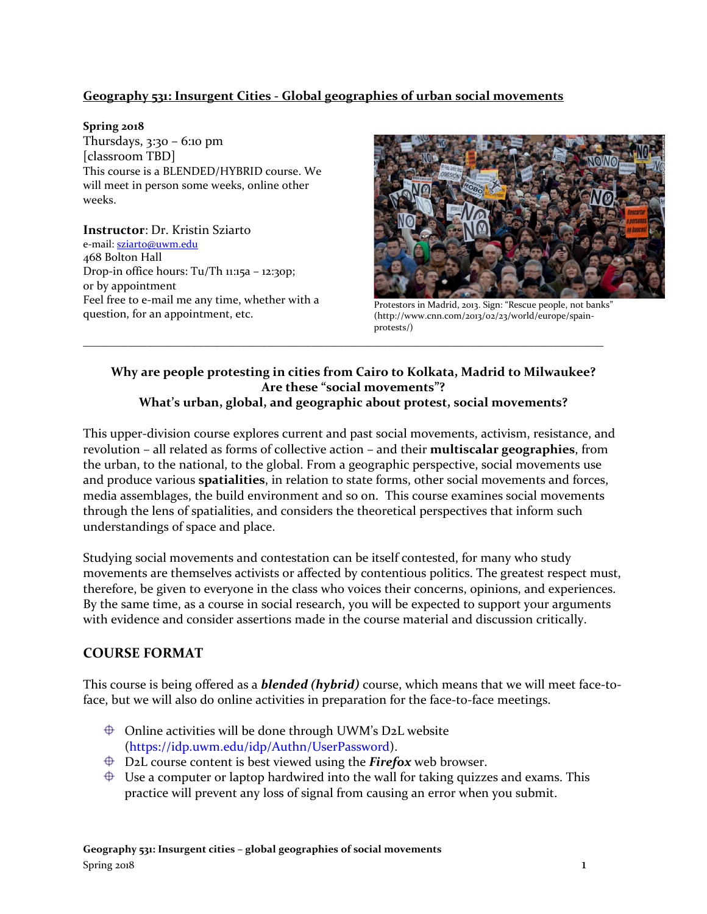# Geography 531: Insurgent Cities - Global geographies of urban social movements

**Spring 2018**
Thursdays, 3:30 – 6:10 pm
[classroom TBD]
This course is a BLENDED/HYBRID course. We will meet in person some weeks, online other weeks.

**Instructor**: Dr. Kristin Sziarto
e-mail: sziarto@uwm.edu
468 Bolton Hall
Drop-in office hours: Tu/Th 11:15a – 12:30p;
or by appointment
Feel free to e-mail me any time, whether with a question, for an appointment, etc.

Protestors in Madrid, 2013. Sign: "Rescue people, not banks" (http://www.cnn.com/2013/02/23/world/europe/spain-protests/)

---

**Why are people protesting in cities from Cairo to Kolkata, Madrid to Milwaukee?**
**Are these "social movements"?**
**What's urban, global, and geographic about protest, social movements?**

This upper-division course explores current and past social movements, activism, resistance, and revolution – all related as forms of collective action – and their **multiscalar geographies**, from the urban, to the national, to the global. From a geographic perspective, social movements use and produce various **spatialities**, in relation to state forms, other social movements and forces, media assemblages, the build environment and so on. This course examines social movements through the lens of spatialities, and considers the theoretical perspectives that inform such understandings of space and place.

Studying social movements and contestation can be itself contested, for many who study movements are themselves activists or affected by contentious politics. The greatest respect must, therefore, be given to everyone in the class who voices their concerns, opinions, and experiences. By the same time, as a course in social research, you will be expected to support your arguments with evidence and consider assertions made in the course material and discussion critically.

## COURSE FORMAT

This course is being offered as a ***blended (hybrid)*** course, which means that we will meet face-to-face, but we will also do online activities in preparation for the face-to-face meetings.

- Online activities will be done through UWM's D2L website (https://idp.uwm.edu/idp/Authn/UserPassword).
- D2L course content is best viewed using the ***Firefox*** web browser.
- Use a computer or laptop hardwired into the wall for taking quizzes and exams. This practice will prevent any loss of signal from causing an error when you submit.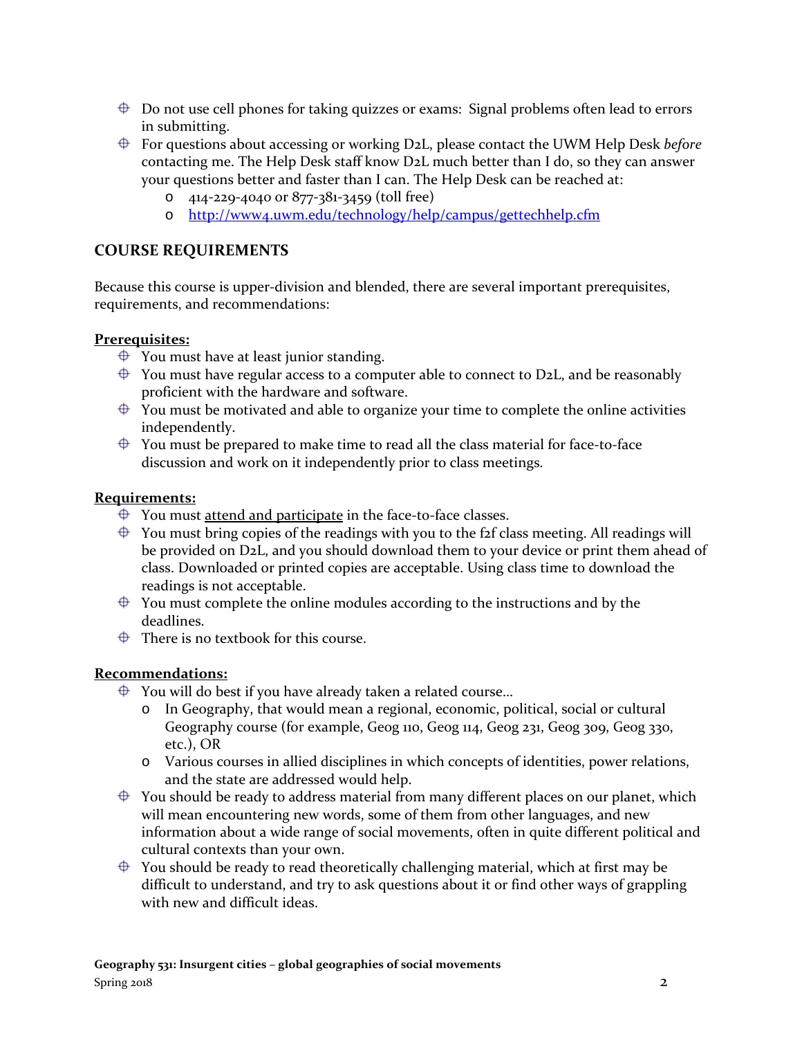- Do not use cell phones for taking quizzes or exams: Signal problems often lead to errors in submitting.
- For questions about accessing or working D2L, please contact the UWM Help Desk *before* contacting me. The Help Desk staff know D2L much better than I do, so they can answer your questions better and faster than I can. The Help Desk can be reached at:
  - 414-229-4040 or 877-381-3459 (toll free)
  - [http://www4.uwm.edu/technology/help/campus/gettechhelp.cfm](http://www4.uwm.edu/technology/help/campus/gettechhelp.cfm)

## COURSE REQUIREMENTS

Because this course is upper-division and blended, there are several important prerequisites, requirements, and recommendations:

**Prerequisites:**

- You must have at least junior standing.
- You must have regular access to a computer able to connect to D2L, and be reasonably proficient with the hardware and software.
- You must be motivated and able to organize your time to complete the online activities independently.
- You must be prepared to make time to read all the class material for face-to-face discussion and work on it independently prior to class meetings.

**Requirements:**

- You must attend and participate in the face-to-face classes.
- You must bring copies of the readings with you to the f2f class meeting. All readings will be provided on D2L, and you should download them to your device or print them ahead of class. Downloaded or printed copies are acceptable. Using class time to download the readings is not acceptable.
- You must complete the online modules according to the instructions and by the deadlines.
- There is no textbook for this course.

**Recommendations:**

- You will do best if you have already taken a related course…
  - In Geography, that would mean a regional, economic, political, social or cultural Geography course (for example, Geog 110, Geog 114, Geog 231, Geog 309, Geog 330, etc.), OR
  - Various courses in allied disciplines in which concepts of identities, power relations, and the state are addressed would help.
- You should be ready to address material from many different places on our planet, which will mean encountering new words, some of them from other languages, and new information about a wide range of social movements, often in quite different political and cultural contexts than your own.
- You should be ready to read theoretically challenging material, which at first may be difficult to understand, and try to ask questions about it or find other ways of grappling with new and difficult ideas.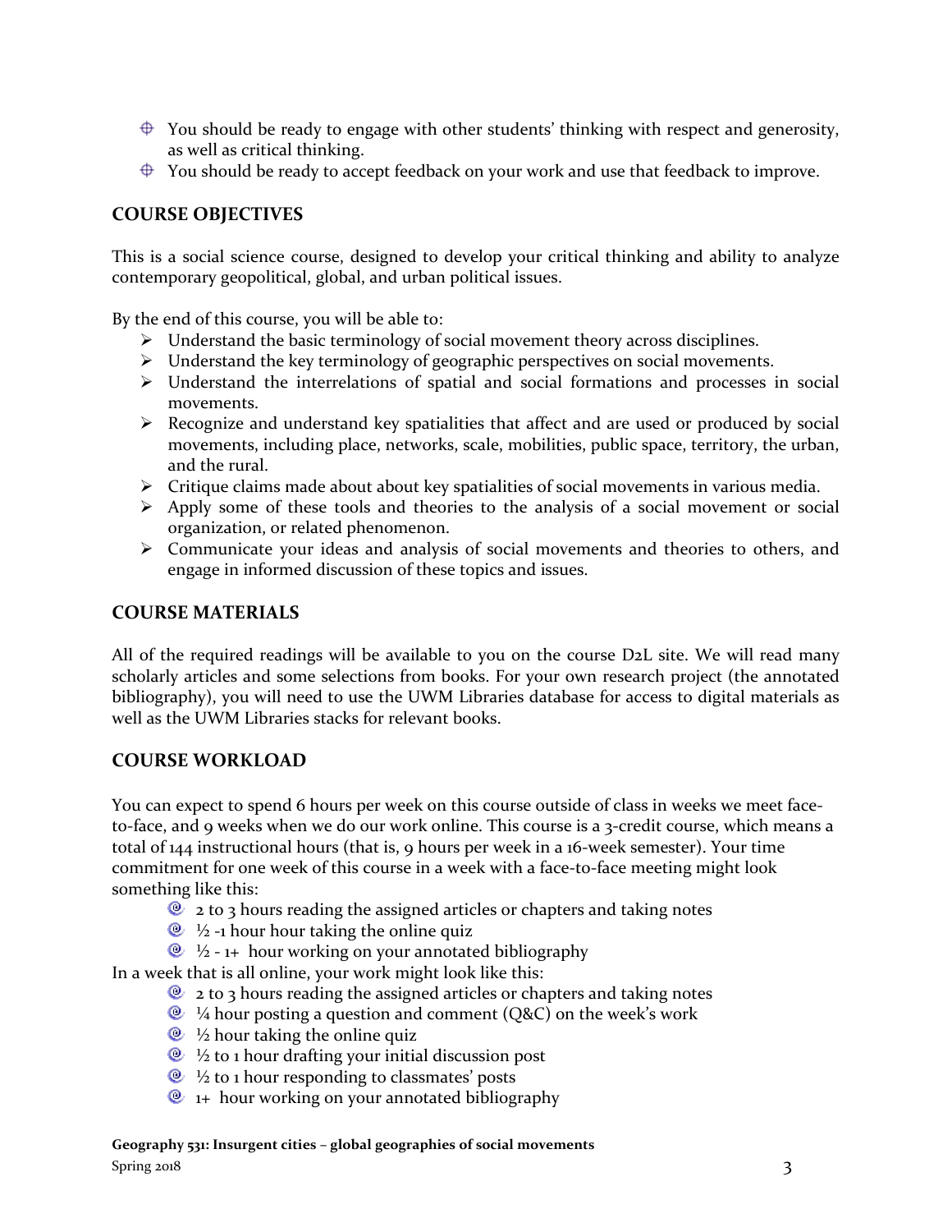- You should be ready to engage with other students' thinking with respect and generosity, as well as critical thinking.
- You should be ready to accept feedback on your work and use that feedback to improve.

## COURSE OBJECTIVES

This is a social science course, designed to develop your critical thinking and ability to analyze contemporary geopolitical, global, and urban political issues.

By the end of this course, you will be able to:

- Understand the basic terminology of social movement theory across disciplines.
- Understand the key terminology of geographic perspectives on social movements.
- Understand the interrelations of spatial and social formations and processes in social movements.
- Recognize and understand key spatialities that affect and are used or produced by social movements, including place, networks, scale, mobilities, public space, territory, the urban, and the rural.
- Critique claims made about about key spatialities of social movements in various media.
- Apply some of these tools and theories to the analysis of a social movement or social organization, or related phenomenon.
- Communicate your ideas and analysis of social movements and theories to others, and engage in informed discussion of these topics and issues.

## COURSE MATERIALS

All of the required readings will be available to you on the course D2L site. We will read many scholarly articles and some selections from books. For your own research project (the annotated bibliography), you will need to use the UWM Libraries database for access to digital materials as well as the UWM Libraries stacks for relevant books.

## COURSE WORKLOAD

You can expect to spend 6 hours per week on this course outside of class in weeks we meet face-to-face, and 9 weeks when we do our work online. This course is a 3-credit course, which means a total of 144 instructional hours (that is, 9 hours per week in a 16-week semester). Your time commitment for one week of this course in a week with a face-to-face meeting might look something like this:

- 2 to 3 hours reading the assigned articles or chapters and taking notes
- ½ -1 hour hour taking the online quiz
- ½ - 1+ hour working on your annotated bibliography

In a week that is all online, your work might look like this:

- 2 to 3 hours reading the assigned articles or chapters and taking notes
- ¼ hour posting a question and comment (Q&C) on the week's work
- ½ hour taking the online quiz
- ½ to 1 hour drafting your initial discussion post
- ½ to 1 hour responding to classmates' posts
- 1+ hour working on your annotated bibliography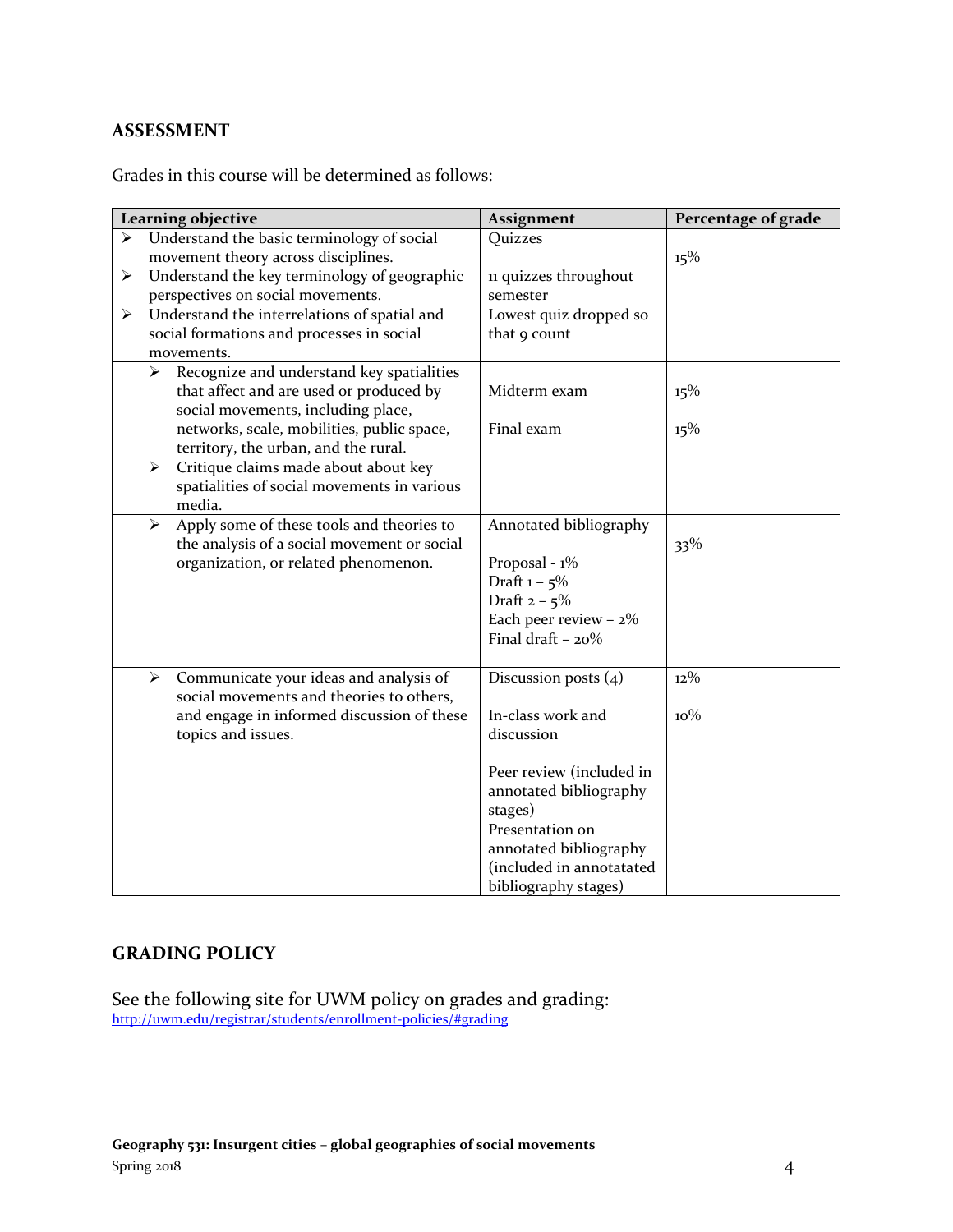## ASSESSMENT

Grades in this course will be determined as follows:

| Learning objective | Assignment | Percentage of grade |
|---|---|---|
| ➢ Understand the basic terminology of social movement theory across disciplines.<br>➢ Understand the key terminology of geographic perspectives on social movements.<br>➢ Understand the interrelations of spatial and social formations and processes in social movements. | Quizzes<br><br>11 quizzes throughout semester<br>Lowest quiz dropped so that 9 count | 15% |
| ➢ Recognize and understand key spatialities that affect and are used or produced by social movements, including place, networks, scale, mobilities, public space, territory, the urban, and the rural.<br>➢ Critique claims made about about key spatialities of social movements in various media. | Midterm exam<br><br>Final exam | 15%<br><br>15% |
| ➢ Apply some of these tools and theories to the analysis of a social movement or social organization, or related phenomenon. | Annotated bibliography<br><br>Proposal - 1%<br>Draft 1 – 5%<br>Draft 2 – 5%<br>Each peer review – 2%<br>Final draft – 20% | 33% |
| ➢ Communicate your ideas and analysis of social movements and theories to others, and engage in informed discussion of these topics and issues. | Discussion posts (4)<br><br>In-class work and discussion<br><br>Peer review (included in annotated bibliography stages)<br>Presentation on annotated bibliography (included in annotatated bibliography stages) | 12%<br><br>10% |

## GRADING POLICY

See the following site for UWM policy on grades and grading:
http://uwm.edu/registrar/students/enrollment-policies/#grading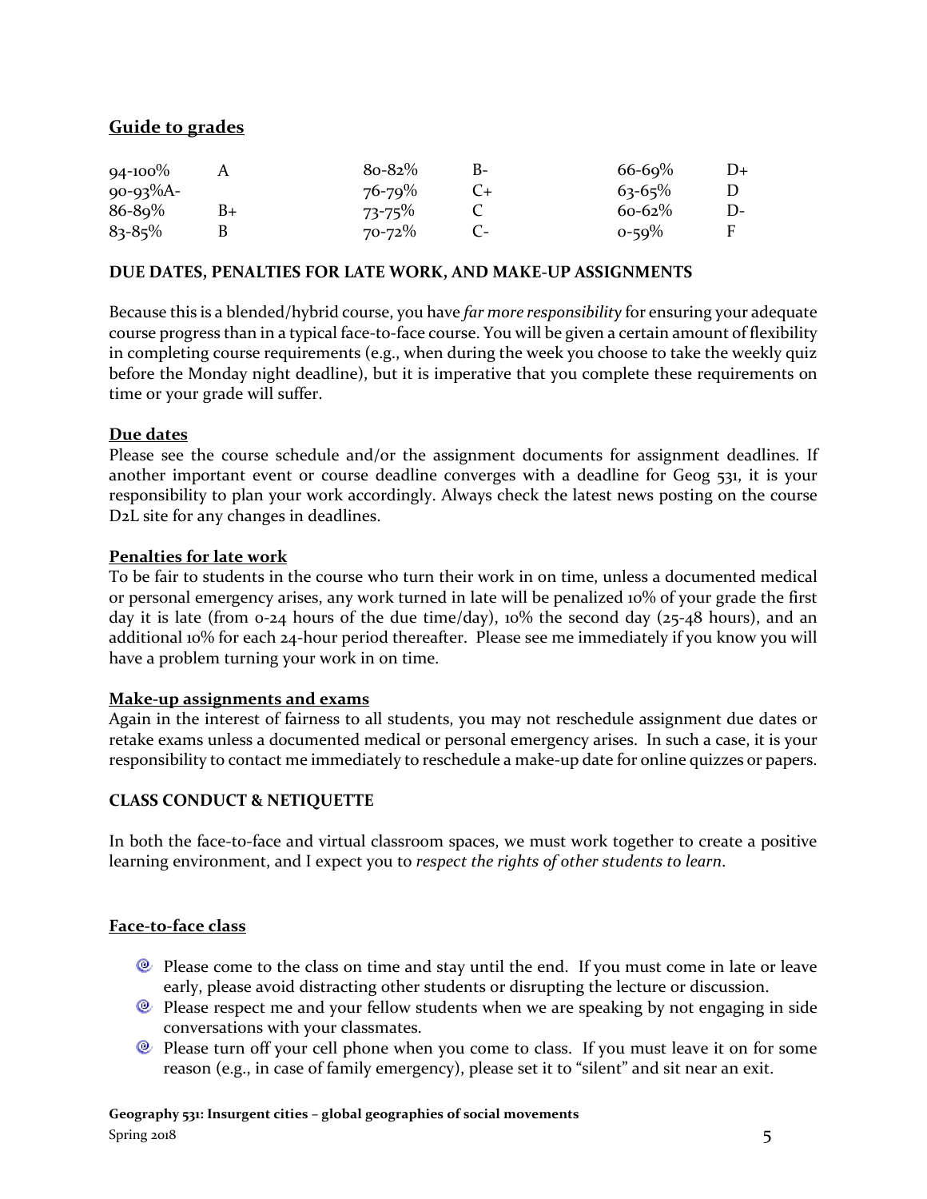## Guide to grades

| | | | | | |
|---|---|---|---|---|---|
| 94-100% | A | 80-82% | B- | 66-69% | D+ |
| 90-93% | A- | 76-79% | C+ | 63-65% | D |
| 86-89% | B+ | 73-75% | C | 60-62% | D- |
| 83-85% | B | 70-72% | C- | 0-59% | F |

**DUE DATES, PENALTIES FOR LATE WORK, AND MAKE-UP ASSIGNMENTS**

Because this is a blended/hybrid course, you have *far more responsibility* for ensuring your adequate course progress than in a typical face-to-face course. You will be given a certain amount of flexibility in completing course requirements (e.g., when during the week you choose to take the weekly quiz before the Monday night deadline), but it is imperative that you complete these requirements on time or your grade will suffer.

### Due dates

Please see the course schedule and/or the assignment documents for assignment deadlines. If another important event or course deadline converges with a deadline for Geog 531, it is your responsibility to plan your work accordingly. Always check the latest news posting on the course D2L site for any changes in deadlines.

### Penalties for late work

To be fair to students in the course who turn their work in on time, unless a documented medical or personal emergency arises, any work turned in late will be penalized 10% of your grade the first day it is late (from 0-24 hours of the due time/day), 10% the second day (25-48 hours), and an additional 10% for each 24-hour period thereafter. Please see me immediately if you know you will have a problem turning your work in on time.

### Make-up assignments and exams

Again in the interest of fairness to all students, you may not reschedule assignment due dates or retake exams unless a documented medical or personal emergency arises. In such a case, it is your responsibility to contact me immediately to reschedule a make-up date for online quizzes or papers.

**CLASS CONDUCT & NETIQUETTE**

In both the face-to-face and virtual classroom spaces, we must work together to create a positive learning environment, and I expect you to *respect the rights of other students to learn*.

### Face-to-face class

- Please come to the class on time and stay until the end. If you must come in late or leave early, please avoid distracting other students or disrupting the lecture or discussion.
- Please respect me and your fellow students when we are speaking by not engaging in side conversations with your classmates.
- Please turn off your cell phone when you come to class. If you must leave it on for some reason (e.g., in case of family emergency), please set it to "silent" and sit near an exit.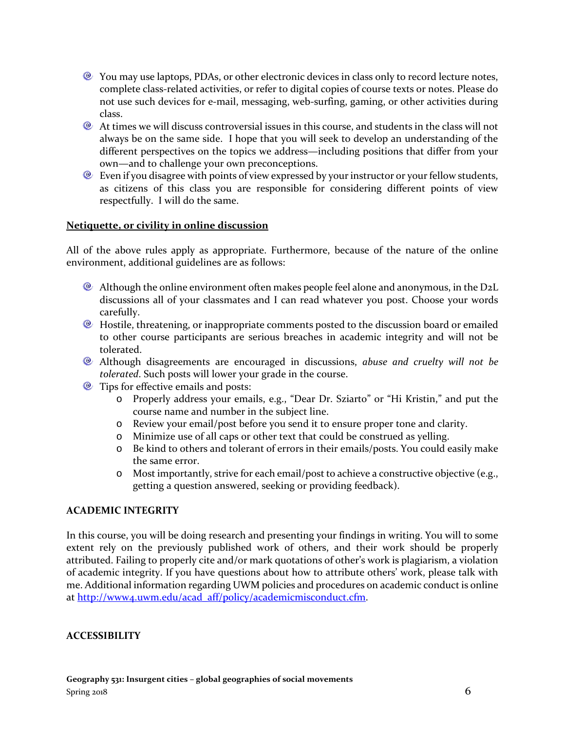- You may use laptops, PDAs, or other electronic devices in class only to record lecture notes, complete class-related activities, or refer to digital copies of course texts or notes. Please do not use such devices for e-mail, messaging, web-surfing, gaming, or other activities during class.
- At times we will discuss controversial issues in this course, and students in the class will not always be on the same side. I hope that you will seek to develop an understanding of the different perspectives on the topics we address—including positions that differ from your own—and to challenge your own preconceptions.
- Even if you disagree with points of view expressed by your instructor or your fellow students, as citizens of this class you are responsible for considering different points of view respectfully. I will do the same.

**<u>Netiquette, or civility in online discussion</u>**

All of the above rules apply as appropriate. Furthermore, because of the nature of the online environment, additional guidelines are as follows:

- Although the online environment often makes people feel alone and anonymous, in the D2L discussions all of your classmates and I can read whatever you post. Choose your words carefully.
- Hostile, threatening, or inappropriate comments posted to the discussion board or emailed to other course participants are serious breaches in academic integrity and will not be tolerated.
- Although disagreements are encouraged in discussions, *abuse and cruelty will not be tolerated*. Such posts will lower your grade in the course.
- Tips for effective emails and posts:
    - Properly address your emails, e.g., "Dear Dr. Sziarto" or "Hi Kristin," and put the course name and number in the subject line.
    - Review your email/post before you send it to ensure proper tone and clarity.
    - Minimize use of all caps or other text that could be construed as yelling.
    - Be kind to others and tolerant of errors in their emails/posts. You could easily make the same error.
    - Most importantly, strive for each email/post to achieve a constructive objective (e.g., getting a question answered, seeking or providing feedback).

## ACADEMIC INTEGRITY

In this course, you will be doing research and presenting your findings in writing. You will to some extent rely on the previously published work of others, and their work should be properly attributed. Failing to properly cite and/or mark quotations of other's work is plagiarism, a violation of academic integrity. If you have questions about how to attribute others' work, please talk with me. Additional information regarding UWM policies and procedures on academic conduct is online at http://www4.uwm.edu/acad_aff/policy/academicmisconduct.cfm.

## ACCESSIBILITY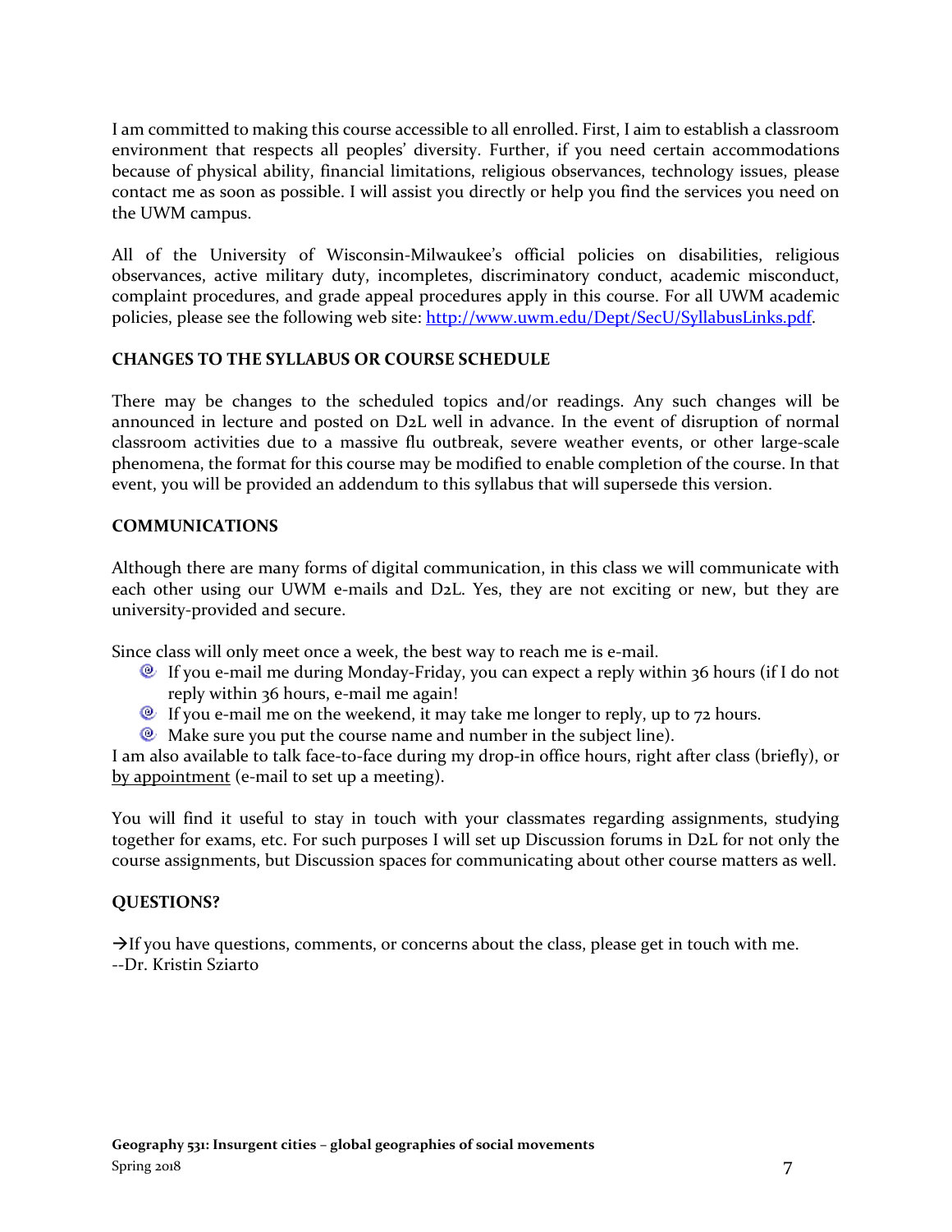I am committed to making this course accessible to all enrolled. First, I aim to establish a classroom environment that respects all peoples' diversity. Further, if you need certain accommodations because of physical ability, financial limitations, religious observances, technology issues, please contact me as soon as possible. I will assist you directly or help you find the services you need on the UWM campus.

All of the University of Wisconsin-Milwaukee's official policies on disabilities, religious observances, active military duty, incompletes, discriminatory conduct, academic misconduct, complaint procedures, and grade appeal procedures apply in this course. For all UWM academic policies, please see the following web site: [http://www.uwm.edu/Dept/SecU/SyllabusLinks.pdf](http://www.uwm.edu/Dept/SecU/SyllabusLinks.pdf).

**CHANGES TO THE SYLLABUS OR COURSE SCHEDULE**

There may be changes to the scheduled topics and/or readings. Any such changes will be announced in lecture and posted on D2L well in advance. In the event of disruption of normal classroom activities due to a massive flu outbreak, severe weather events, or other large-scale phenomena, the format for this course may be modified to enable completion of the course. In that event, you will be provided an addendum to this syllabus that will supersede this version.

**COMMUNICATIONS**

Although there are many forms of digital communication, in this class we will communicate with each other using our UWM e-mails and D2L. Yes, they are not exciting or new, but they are university-provided and secure.

Since class will only meet once a week, the best way to reach me is e-mail.

- If you e-mail me during Monday-Friday, you can expect a reply within 36 hours (if I do not reply within 36 hours, e-mail me again!
- If you e-mail me on the weekend, it may take me longer to reply, up to 72 hours.
- Make sure you put the course name and number in the subject line).

I am also available to talk face-to-face during my drop-in office hours, right after class (briefly), or by appointment (e-mail to set up a meeting).

You will find it useful to stay in touch with your classmates regarding assignments, studying together for exams, etc. For such purposes I will set up Discussion forums in D2L for not only the course assignments, but Discussion spaces for communicating about other course matters as well.

**QUESTIONS?**

→If you have questions, comments, or concerns about the class, please get in touch with me.
--Dr. Kristin Sziarto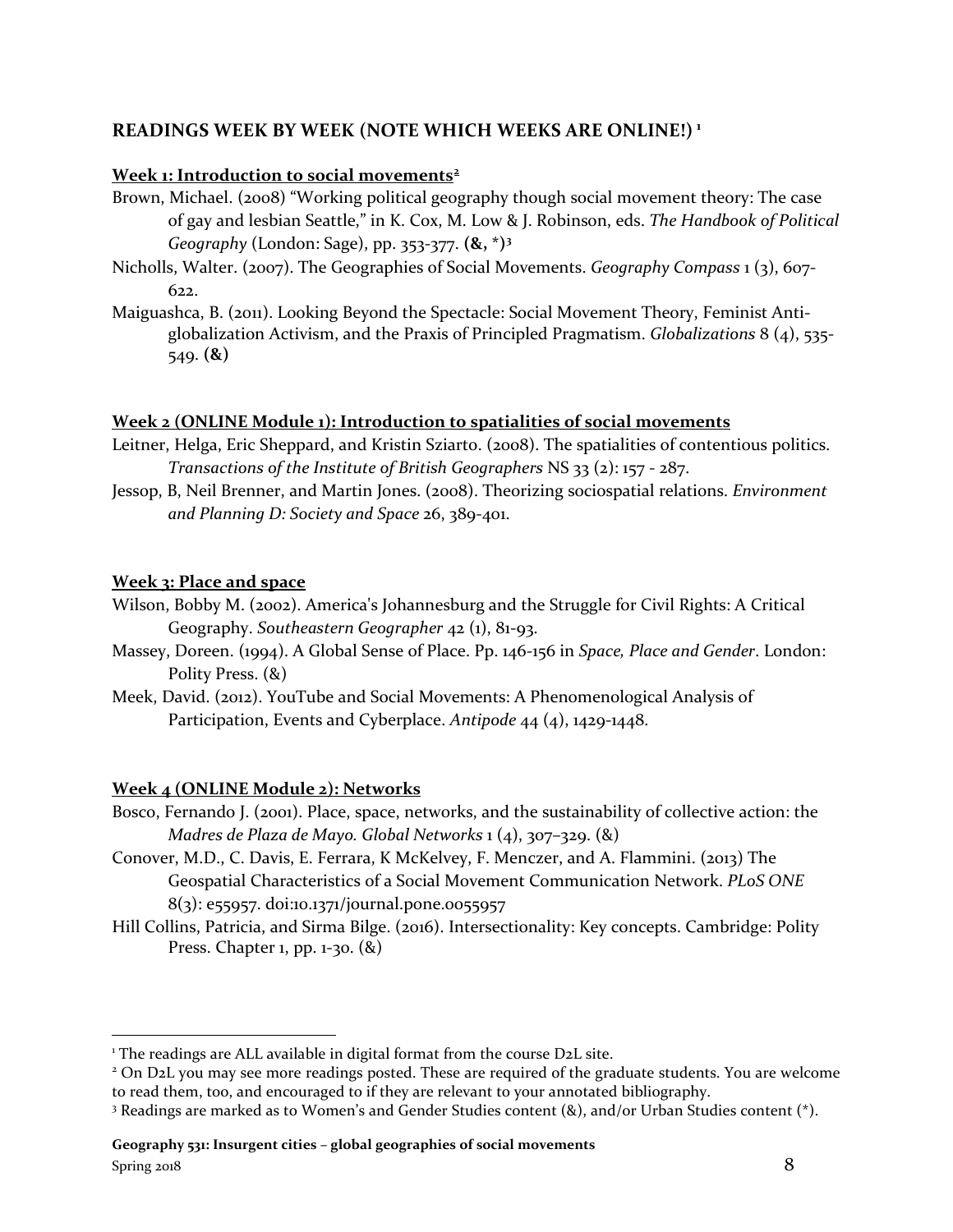## READINGS WEEK BY WEEK (NOTE WHICH WEEKS ARE ONLINE!)[1]

**Week 1: Introduction to social movements[2]**

Brown, Michael. (2008) "Working political geography though social movement theory: The case of gay and lesbian Seattle," in K. Cox, M. Low & J. Robinson, eds. *The Handbook of Political Geography* (London: Sage), pp. 353-377. **(&, *)[3]**

Nicholls, Walter. (2007). The Geographies of Social Movements. *Geography Compass* 1 (3), 607-622.

Maiguashca, B. (2011). Looking Beyond the Spectacle: Social Movement Theory, Feminist Anti-globalization Activism, and the Praxis of Principled Pragmatism. *Globalizations* 8 (4), 535-549. **(&)**

**Week 2 (ONLINE Module 1): Introduction to spatialities of social movements**

Leitner, Helga, Eric Sheppard, and Kristin Sziarto. (2008). The spatialities of contentious politics. *Transactions of the Institute of British Geographers* NS 33 (2): 157 - 287.

Jessop, B, Neil Brenner, and Martin Jones. (2008). Theorizing sociospatial relations. *Environment and Planning D: Society and Space* 26, 389-401.

**Week 3: Place and space**

Wilson, Bobby M. (2002). America's Johannesburg and the Struggle for Civil Rights: A Critical Geography. *Southeastern Geographer* 42 (1), 81-93.

Massey, Doreen. (1994). A Global Sense of Place. Pp. 146-156 in *Space, Place and Gender*. London: Polity Press. (&)

Meek, David. (2012). YouTube and Social Movements: A Phenomenological Analysis of Participation, Events and Cyberplace. *Antipode* 44 (4), 1429-1448.

**Week 4 (ONLINE Module 2): Networks**

Bosco, Fernando J. (2001). Place, space, networks, and the sustainability of collective action: the *Madres de Plaza de Mayo. Global Networks* 1 (4), 307–329. (&)

Conover, M.D., C. Davis, E. Ferrara, K McKelvey, F. Menczer, and A. Flammini. (2013) The Geospatial Characteristics of a Social Movement Communication Network. *PLoS ONE* 8(3): e55957. doi:10.1371/journal.pone.0055957

Hill Collins, Patricia, and Sirma Bilge. (2016). Intersectionality: Key concepts. Cambridge: Polity Press. Chapter 1, pp. 1-30. (&)

---

[1] The readings are ALL available in digital format from the course D2L site.

[2] On D2L you may see more readings posted. These are required of the graduate students. You are welcome to read them, too, and encouraged to if they are relevant to your annotated bibliography.

[3] Readings are marked as to Women's and Gender Studies content (&), and/or Urban Studies content (*).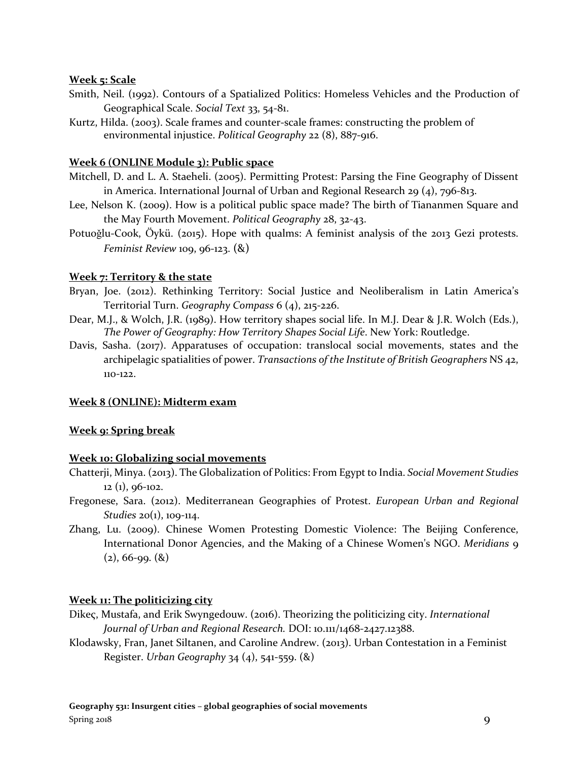**Week 5: Scale**

Smith, Neil. (1992). Contours of a Spatialized Politics: Homeless Vehicles and the Production of Geographical Scale. *Social Text* 33, 54-81.

Kurtz, Hilda. (2003). Scale frames and counter-scale frames: constructing the problem of environmental injustice. *Political Geography* 22 (8), 887-916.

**Week 6 (ONLINE Module 3): Public space**

Mitchell, D. and L. A. Staeheli. (2005). Permitting Protest: Parsing the Fine Geography of Dissent in America. International Journal of Urban and Regional Research 29 (4), 796-813.

Lee, Nelson K. (2009). How is a political public space made? The birth of Tiananmen Square and the May Fourth Movement. *Political Geography* 28, 32-43.

Potuoğlu-Cook, Öykü. (2015). Hope with qualms: A feminist analysis of the 2013 Gezi protests. *Feminist Review* 109, 96-123. (&)

**Week 7: Territory & the state**

Bryan, Joe. (2012). Rethinking Territory: Social Justice and Neoliberalism in Latin America's Territorial Turn. *Geography Compass* 6 (4), 215-226.

Dear, M.J., & Wolch, J.R. (1989). How territory shapes social life. In M.J. Dear & J.R. Wolch (Eds.), *The Power of Geography: How Territory Shapes Social Life*. New York: Routledge.

Davis, Sasha. (2017). Apparatuses of occupation: translocal social movements, states and the archipelagic spatialities of power. *Transactions of the Institute of British Geographers* NS 42, 110-122.

**Week 8 (ONLINE): Midterm exam**

**Week 9: Spring break**

**Week 10: Globalizing social movements**

Chatterji, Minya. (2013). The Globalization of Politics: From Egypt to India. *Social Movement Studies* 12 (1), 96-102.

Fregonese, Sara. (2012). Mediterranean Geographies of Protest. *European Urban and Regional Studies* 20(1), 109-114.

Zhang, Lu. (2009). Chinese Women Protesting Domestic Violence: The Beijing Conference, International Donor Agencies, and the Making of a Chinese Women's NGO. *Meridians* 9 (2), 66-99. (&)

**Week 11: The politicizing city**

Dikeç, Mustafa, and Erik Swyngedouw. (2016). Theorizing the politicizing city. *International Journal of Urban and Regional Research.* DOI: 10.111/1468-2427.12388.

Klodawsky, Fran, Janet Siltanen, and Caroline Andrew. (2013). Urban Contestation in a Feminist Register. *Urban Geography* 34 (4), 541-559. (&)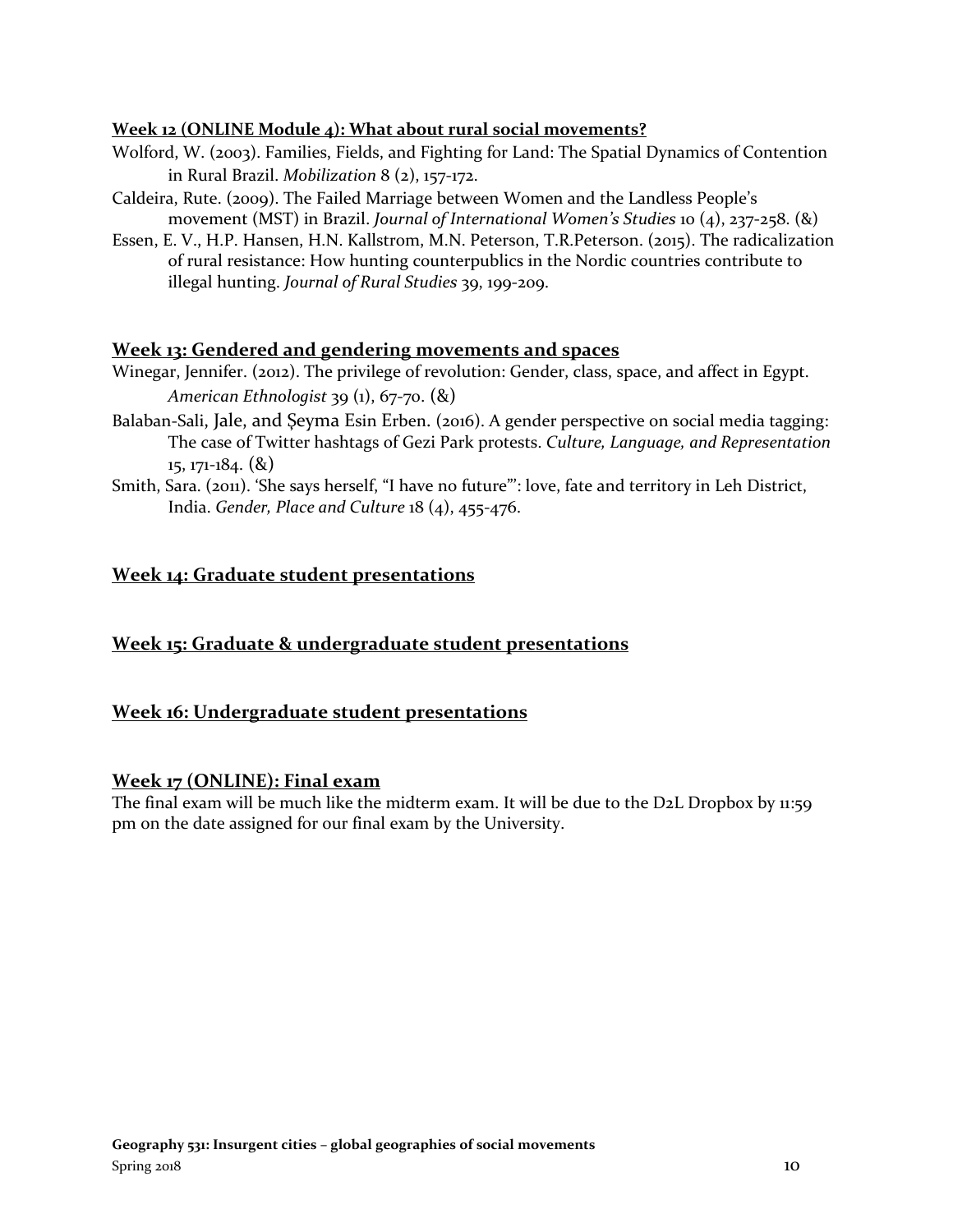**Week 12 (ONLINE Module 4): What about rural social movements?**

Wolford, W. (2003). Families, Fields, and Fighting for Land: The Spatial Dynamics of Contention in Rural Brazil. *Mobilization* 8 (2), 157-172.

Caldeira, Rute. (2009). The Failed Marriage between Women and the Landless People's movement (MST) in Brazil. *Journal of International Women's Studies* 10 (4), 237-258. (&)

Essen, E. V., H.P. Hansen, H.N. Kallstrom, M.N. Peterson, T.R.Peterson. (2015). The radicalization of rural resistance: How hunting counterpublics in the Nordic countries contribute to illegal hunting. *Journal of Rural Studies* 39, 199-209.

## Week 13: Gendered and gendering movements and spaces

Winegar, Jennifer. (2012). The privilege of revolution: Gender, class, space, and affect in Egypt. *American Ethnologist* 39 (1), 67-70. (&)

Balaban-Sali, Jale, and Şeyma Esin Erben. (2016). A gender perspective on social media tagging: The case of Twitter hashtags of Gezi Park protests. *Culture, Language, and Representation* 15, 171-184. (&)

Smith, Sara. (2011). 'She says herself, "I have no future"': love, fate and territory in Leh District, India. *Gender, Place and Culture* 18 (4), 455-476.

## Week 14: Graduate student presentations

## Week 15: Graduate & undergraduate student presentations

## Week 16: Undergraduate student presentations

## Week 17 (ONLINE): Final exam

The final exam will be much like the midterm exam. It will be due to the D2L Dropbox by 11:59 pm on the date assigned for our final exam by the University.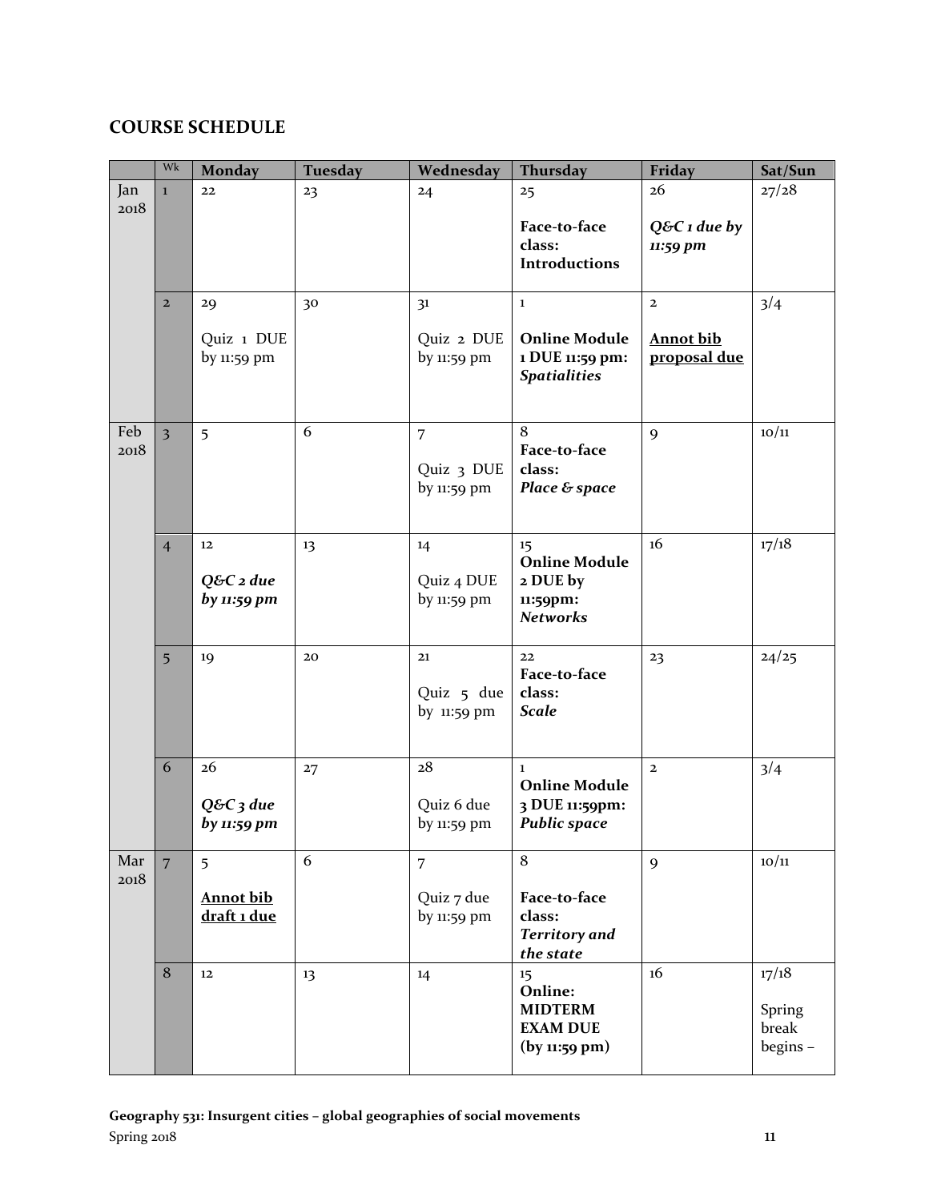## COURSE SCHEDULE

| | Wk | Monday | Tuesday | Wednesday | Thursday | Friday | Sat/Sun |
|---|---|---|---|---|---|---|---|
| Jan 2018 | 1 | 22 | 23 | 24 | 25<br>**Face-to-face class: Introductions** | 26<br>***Q&C 1 due by 11:59 pm*** | 27/28 |
| | 2 | 29<br>Quiz 1 DUE by 11:59 pm | 30 | 31<br>Quiz 2 DUE by 11:59 pm | 1<br>**Online Module 1 DUE 11:59 pm: *Spatialities*** | 2<br>**<u>Annot bib proposal due</u>** | 3/4 |
| Feb 2018 | 3 | 5 | 6 | 7<br>Quiz 3 DUE by 11:59 pm | 8<br>**Face-to-face class: *Place & space*** | 9 | 10/11 |
| | 4 | 12<br>***Q&C 2 due by 11:59 pm*** | 13 | 14<br>Quiz 4 DUE by 11:59 pm | 15<br>**Online Module 2 DUE by 11:59pm: *Networks*** | 16 | 17/18 |
| | 5 | 19 | 20 | 21<br>Quiz 5 due by 11:59 pm | 22<br>**Face-to-face class: *Scale*** | 23 | 24/25 |
| | 6 | 26<br>***Q&C 3 due by 11:59 pm*** | 27 | 28<br>Quiz 6 due by 11:59 pm | 1<br>**Online Module 3 DUE 11:59pm: *Public space*** | 2 | 3/4 |
| Mar 2018 | 7 | 5<br>**<u>Annot bib draft 1 due</u>** | 6 | 7<br>Quiz 7 due by 11:59 pm | 8<br>**Face-to-face class: *Territory and the state*** | 9 | 10/11 |
| | 8 | 12 | 13 | 14 | 15<br>**Online: MIDTERM EXAM DUE (by 11:59 pm)** | 16 | 17/18<br>Spring break begins – |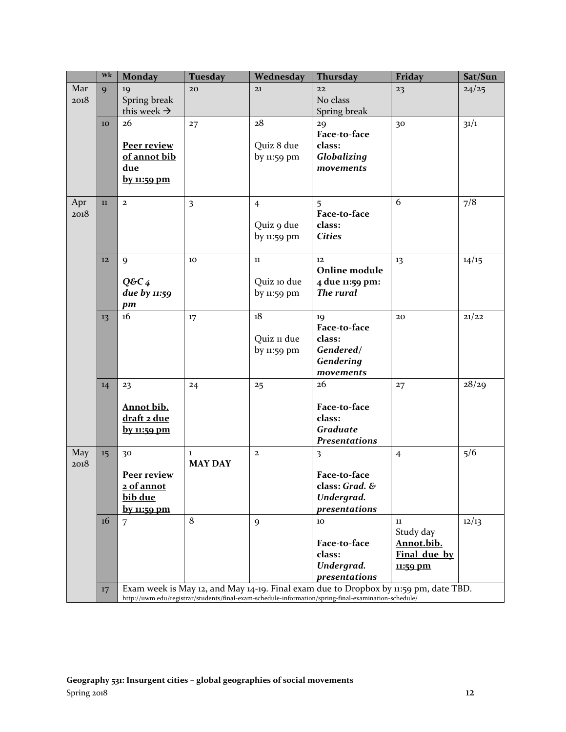| | Wk | Monday | Tuesday | Wednesday | Thursday | Friday | Sat/Sun |
|---|---|---|---|---|---|---|---|
| Mar 2018 | 9 | 19 Spring break this week → | 20 | 21 | 22 No class Spring break | 23 | 24/25 |
| | 10 | 26 **Peer review of annot bib due by 11:59 pm** | 27 | 28 Quiz 8 due by 11:59 pm | 29 **Face-to-face class: *Globalizing movements*** | 30 | 31/1 |
| Apr 2018 | 11 | 2 | 3 | 4 Quiz 9 due by 11:59 pm | 5 **Face-to-face class: *Cities*** | 6 | 7/8 |
| | 12 | 9 ***Q&C 4 due by 11:59 pm*** | 10 | 11 Quiz 10 due by 11:59 pm | 12 **Online module 4 due 11:59 pm: *The rural*** | 13 | 14/15 |
| | 13 | 16 | 17 | 18 Quiz 11 due by 11:59 pm | 19 **Face-to-face class: *Gendered/ Gendering movements*** | 20 | 21/22 |
| | 14 | 23 **Annot bib. draft 2 due by 11:59 pm** | 24 | 25 | 26 **Face-to-face class: *Graduate Presentations*** | 27 | 28/29 |
| May 2018 | 15 | 30 **Peer review 2 of annot bib due by 11:59 pm** | 1 **MAY DAY** | 2 | 3 **Face-to-face class: *Grad. & Undergrad. presentations*** | 4 | 5/6 |
| | 16 | 7 | 8 | 9 | 10 **Face-to-face class: *Undergrad. presentations*** | 11 Study day **Annot.bib. Final due by 11:59 pm** | 12/13 |
| | 17 | Exam week is May 12, and May 14-19. Final exam due to Dropbox by 11:59 pm, date TBD. http://uwm.edu/registrar/students/final-exam-schedule-information/spring-final-examination-schedule/ | | | | | |

**Geography 531: Insurgent cities – global geographies of social movements**
Spring 2018